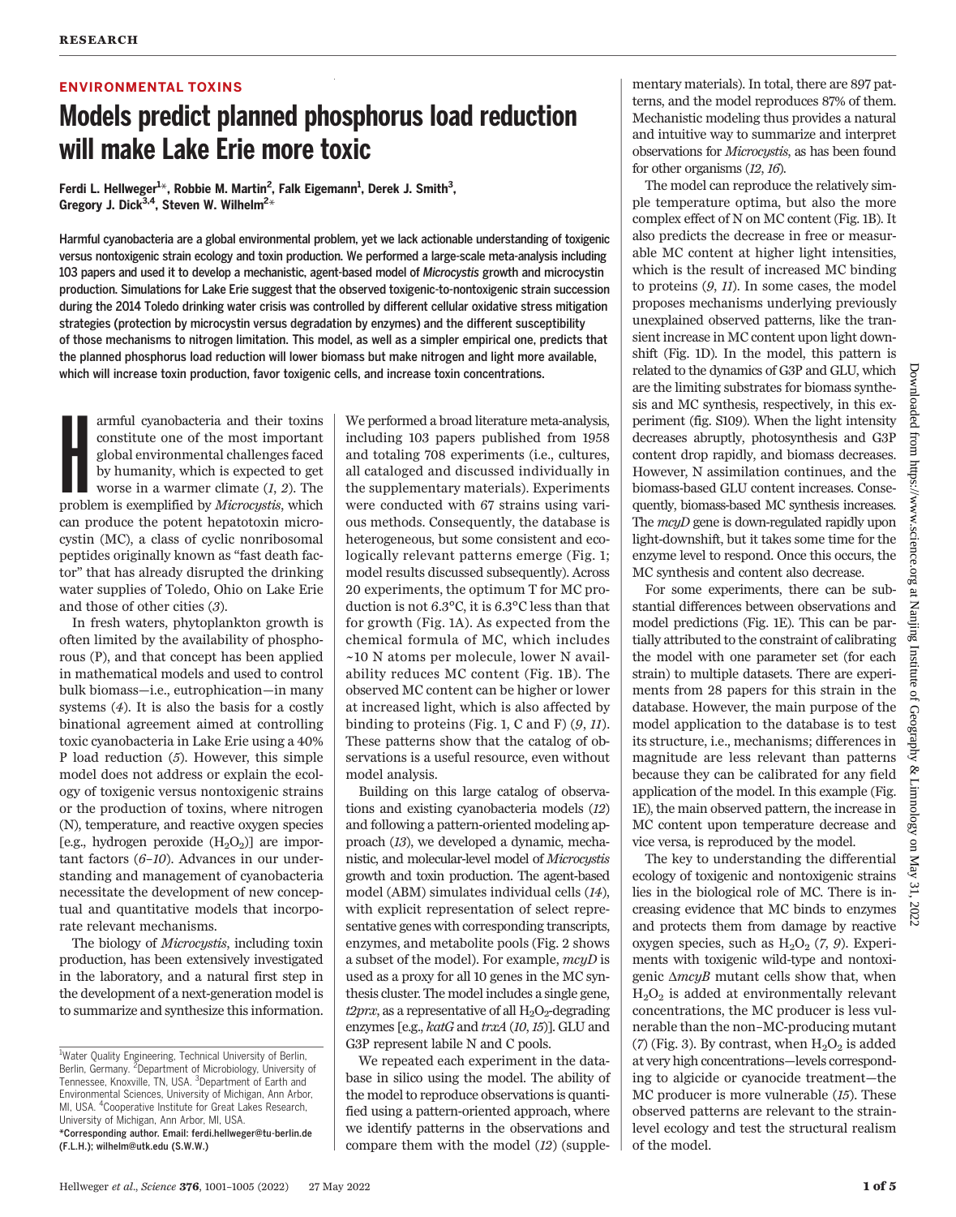ENVIRONMENTAL TOXINS

# Models predict planned phosphorus load reduction will make Lake Erie more toxic

Ferdi L. Hellweger[1]*, Robbie M. Martin[2], Falk Eigemann[1], Derek J. Smith[3], Gregory J. Dick[3,4], Steven W. Wilhelm[2]*

**Harmful cyanobacteria are a global environmental problem, yet we lack actionable understanding of toxigenic versus nontoxigenic strain ecology and toxin production. We performed a large-scale meta-analysis including 103 papers and used it to develop a mechanistic, agent-based model of *Microcystis* growth and microcystin production. Simulations for Lake Erie suggest that the observed toxigenic-to-nontoxigenic strain succession during the 2014 Toledo drinking water crisis was controlled by different cellular oxidative stress mitigation strategies (protection by microcystin versus degradation by enzymes) and the different susceptibility of those mechanisms to nitrogen limitation. This model, as well as a simpler empirical one, predicts that the planned phosphorus load reduction will lower biomass but make nitrogen and light more available, which will increase toxin production, favor toxigenic cells, and increase toxin concentrations.**

Harmful cyanobacteria and their toxins constitute one of the most important global environmental challenges faced by humanity, which is expected to get worse in a warmer climate (*1*, *2*). The problem is exemplified by *Microcystis*, which can produce the potent hepatotoxin microcystin (MC), a class of cyclic nonribosomal peptides originally known as "fast death factor" that has already disrupted the drinking water supplies of Toledo, Ohio on Lake Erie and those of other cities (*3*).

In fresh waters, phytoplankton growth is often limited by the availability of phosphorous (P), and that concept has been applied in mathematical models and used to control bulk biomass—i.e., eutrophication—in many systems (*4*). It is also the basis for a costly binational agreement aimed at controlling toxic cyanobacteria in Lake Erie using a 40% P load reduction (*5*). However, this simple model does not address or explain the ecology of toxigenic versus nontoxigenic strains or the production of toxins, where nitrogen (N), temperature, and reactive oxygen species [e.g., hydrogen peroxide ($H_2O_2$)] are important factors (*6*–*10*). Advances in our understanding and management of cyanobacteria necessitate the development of new conceptual and quantitative models that incorporate relevant mechanisms.

The biology of *Microcystis*, including toxin production, has been extensively investigated in the laboratory, and a natural first step in the development of a next-generation model is to summarize and synthesize this information. We performed a broad literature meta-analysis, including 103 papers published from 1958 and totaling 708 experiments (i.e., cultures, all cataloged and discussed individually in the supplementary materials). Experiments were conducted with 67 strains using various methods. Consequently, the database is heterogeneous, but some consistent and ecologically relevant patterns emerge (Fig. 1; model results discussed subsequently). Across 20 experiments, the optimum T for MC production is not 6.3°C, it is 6.3°C less than that for growth (Fig. 1A). As expected from the chemical formula of MC, which includes ~10 N atoms per molecule, lower N availability reduces MC content (Fig. 1B). The observed MC content can be higher or lower at increased light, which is also affected by binding to proteins (Fig. 1, C and F) (*9*, *11*). These patterns show that the catalog of observations is a useful resource, even without model analysis.

Building on this large catalog of observations and existing cyanobacteria models (*12*) and following a pattern-oriented modeling approach (*13*), we developed a dynamic, mechanistic, and molecular-level model of *Microcystis* growth and toxin production. The agent-based model (ABM) simulates individual cells (*14*), with explicit representation of select representative genes with corresponding transcripts, enzymes, and metabolite pools (Fig. 2 shows a subset of the model). For example, *mcyD* is used as a proxy for all 10 genes in the MC synthesis cluster. The model includes a single gene, *t2prx*, as a representative of all $H_2O_2$-degrading enzymes [e.g., *katG* and *trxA* (*10*, *15*)]. GLU and G3P represent labile N and C pools.

We repeated each experiment in the database in silico using the model. The ability of the model to reproduce observations is quantified using a pattern-oriented approach, where we identify patterns in the observations and compare them with the model (*12*) (supplementary materials). In total, there are 897 patterns, and the model reproduces 87% of them. Mechanistic modeling thus provides a natural and intuitive way to summarize and interpret observations for *Microcystis*, as has been found for other organisms (*12*, *16*).

The model can reproduce the relatively simple temperature optima, but also the more complex effect of N on MC content (Fig. 1B). It also predicts the decrease in free or measurable MC content at higher light intensities, which is the result of increased MC binding to proteins (*9*, *11*). In some cases, the model proposes mechanisms underlying previously unexplained observed patterns, like the transient increase in MC content upon light downshift (Fig. 1D). In the model, this pattern is related to the dynamics of G3P and GLU, which are the limiting substrates for biomass synthesis and MC synthesis, respectively, in this experiment (fig. S109). When the light intensity decreases abruptly, photosynthesis and G3P content drop rapidly, and biomass decreases. However, N assimilation continues, and the biomass-based GLU content increases. Consequently, biomass-based MC synthesis increases. The *mcyD* gene is down-regulated rapidly upon light-downshift, but it takes some time for the enzyme level to respond. Once this occurs, the MC synthesis and content also decrease.

For some experiments, there can be substantial differences between observations and model predictions (Fig. 1E). This can be partially attributed to the constraint of calibrating the model with one parameter set (for each strain) to multiple datasets. There are experiments from 28 papers for this strain in the database. However, the main purpose of the model application to the database is to test its structure, i.e., mechanisms; differences in magnitude are less relevant than patterns because they can be calibrated for any field application of the model. In this example (Fig. 1E), the main observed pattern, the increase in MC content upon temperature decrease and vice versa, is reproduced by the model.

The key to understanding the differential ecology of toxigenic and nontoxigenic strains lies in the biological role of MC. There is increasing evidence that MC binds to enzymes and protects them from damage by reactive oxygen species, such as $H_2O_2$ (*7*, *9*). Experiments with toxigenic wild-type and nontoxigenic Δ*mcyB* mutant cells show that, when $H_2O_2$ is added at environmentally relevant concentrations, the MC producer is less vulnerable than the non–MC-producing mutant (*7*) (Fig. 3). By contrast, when $H_2O_2$ is added at very high concentrations—levels corresponding to algicide or cyanocide treatment—the MC producer is more vulnerable (*15*). These observed patterns are relevant to the strain-level ecology and test the structural realism of the model.

[1]Water Quality Engineering, Technical University of Berlin, Berlin, Germany. [2]Department of Microbiology, University of Tennessee, Knoxville, TN, USA. [3]Department of Earth and Environmental Sciences, University of Michigan, Ann Arbor, MI, USA. [4]Cooperative Institute for Great Lakes Research, University of Michigan, Ann Arbor, MI, USA.
*Corresponding author. Email: ferdi.hellweger@tu-berlin.de (F.L.H.); wilhelm@utk.edu (S.W.W.)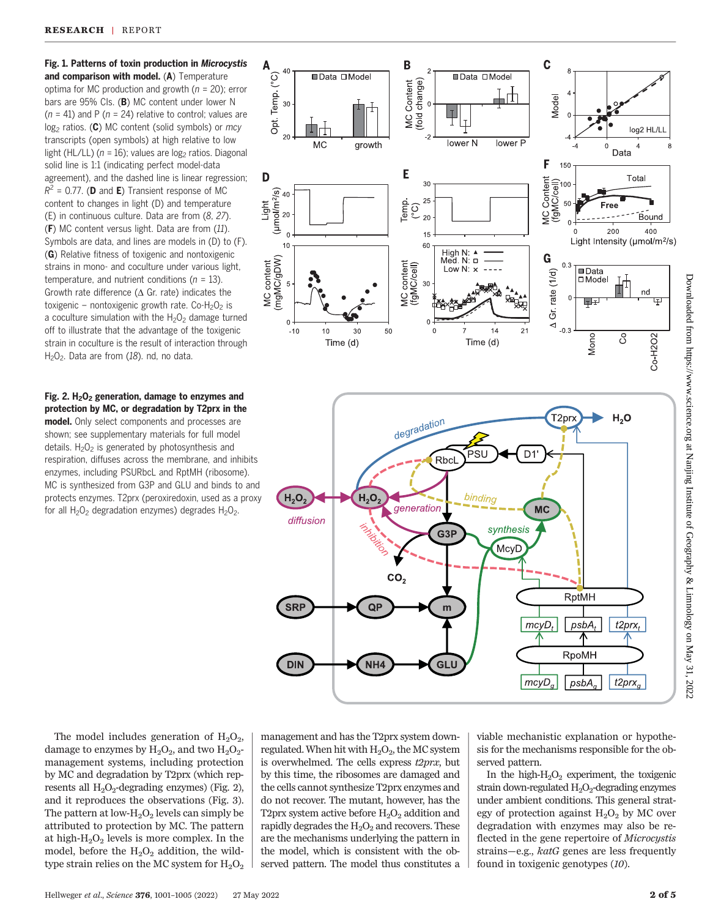**Fig. 1. Patterns of toxin production in *Microcystis* and comparison with model.** (**A**) Temperature optima for MC production and growth ($n$ = 20); error bars are 95% CIs. (**B**) MC content under lower N ($n$ = 41) and P ($n$ = 24) relative to control; values are $\log_2$ ratios. (**C**) MC content (solid symbols) or *mcy* transcripts (open symbols) at high relative to low light (HL/LL) ($n$ = 16); values are $\log_2$ ratios. Diagonal solid line is 1:1 (indicating perfect model-data agreement), and the dashed line is linear regression; $R^2$ = 0.77. (**D** and **E**) Transient response of MC content to changes in light (D) and temperature (E) in continuous culture. Data are from (8, 27). (**F**) MC content versus light. Data are from (11). Symbols are data, and lines are models in (D) to (F). (**G**) Relative fitness of toxigenic and nontoxigenic strains in mono- and coculture under various light, temperature, and nutrient conditions ($n$ = 13). Growth rate difference (Δ Gr. rate) indicates the toxigenic − nontoxigenic growth rate. Co-$H_2O_2$ is a coculture simulation with the $H_2O_2$ damage turned off to illustrate that the advantage of the toxigenic strain in coculture is the result of interaction through $H_2O_2$. Data are from (18). nd, no data.

**Fig. 2. $H_2O_2$ generation, damage to enzymes and protection by MC, or degradation by T2prx in the model.** Only select components and processes are shown; see supplementary materials for full model details. $H_2O_2$ is generated by photosynthesis and respiration, diffuses across the membrane, and inhibits enzymes, including PSURbcL and RptMH (ribosome). MC is synthesized from G3P and GLU and binds to and protects enzymes. T2prx (peroxiredoxin, used as a proxy for all $H_2O_2$ degradation enzymes) degrades $H_2O_2$.

The model includes generation of $H_2O_2$, damage to enzymes by $H_2O_2$, and two $H_2O_2$-management systems, including protection by MC and degradation by T2prx (which represents all $H_2O_2$-degrading enzymes) (Fig. 2), and it reproduces the observations (Fig. 3). The pattern at low-$H_2O_2$ levels can simply be attributed to protection by MC. The pattern at high-$H_2O_2$ levels is more complex. In the model, before the $H_2O_2$ addition, the wild-type strain relies on the MC system for $H_2O_2$ management and has the T2prx system down-regulated. When hit with $H_2O_2$, the MC system is overwhelmed. The cells express *t2prx*, but by this time, the ribosomes are damaged and the cells cannot synthesize T2prx enzymes and do not recover. The mutant, however, has the T2prx system active before $H_2O_2$ addition and rapidly degrades the $H_2O_2$ and recovers. These are the mechanisms underlying the pattern in the model, which is consistent with the observed pattern. The model thus constitutes a viable mechanistic explanation or hypothesis for the mechanisms responsible for the observed pattern.

In the high-$H_2O_2$ experiment, the toxigenic strain down-regulated $H_2O_2$-degrading enzymes under ambient conditions. This general strategy of protection against $H_2O_2$ by MC over degradation with enzymes may also be reflected in the gene repertoire of *Microcystis* strains—e.g., *katG* genes are less frequently found in toxigenic genotypes (10).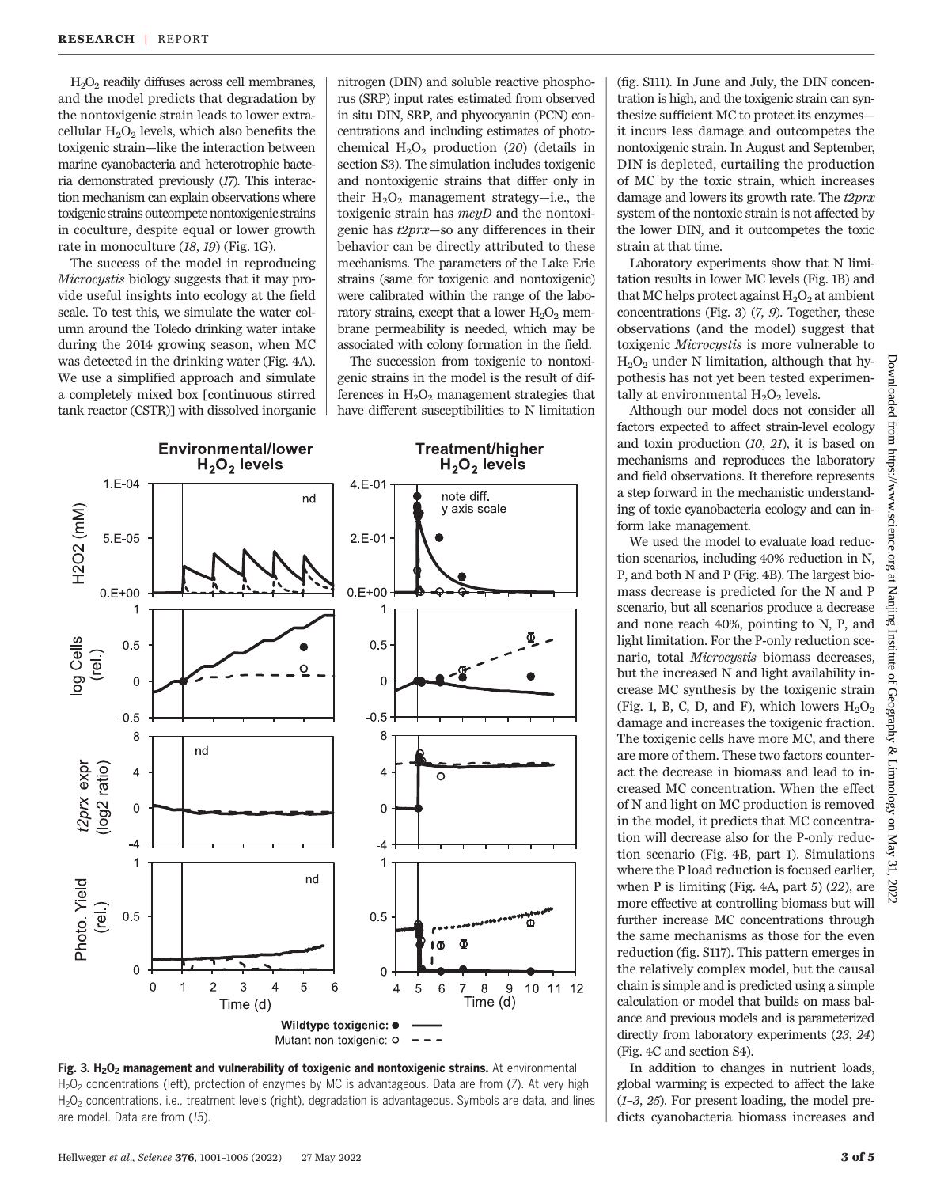$H_2O_2$ readily diffuses across cell membranes, and the model predicts that degradation by the nontoxigenic strain leads to lower extracellular $H_2O_2$ levels, which also benefits the toxigenic strain—like the interaction between marine cyanobacteria and heterotrophic bacteria demonstrated previously (17). This interaction mechanism can explain observations where toxigenic strains outcompete nontoxigenic strains in coculture, despite equal or lower growth rate in monoculture (18, 19) (Fig. 1G).

The success of the model in reproducing *Microcystis* biology suggests that it may provide useful insights into ecology at the field scale. To test this, we simulate the water column around the Toledo drinking water intake during the 2014 growing season, when MC was detected in the drinking water (Fig. 4A). We use a simplified approach and simulate a completely mixed box [continuous stirred tank reactor (CSTR)] with dissolved inorganic nitrogen (DIN) and soluble reactive phosphorus (SRP) input rates estimated from observed in situ DIN, SRP, and phycocyanin (PCN) concentrations and including estimates of photochemical $H_2O_2$ production (20) (details in section S3). The simulation includes toxigenic and nontoxigenic strains that differ only in their $H_2O_2$ management strategy—i.e., the toxigenic strain has *mcyD* and the nontoxigenic has *t2prx*—so any differences in their behavior can be directly attributed to these mechanisms. The parameters of the Lake Erie strains (same for toxigenic and nontoxigenic) were calibrated within the range of the laboratory strains, except that a lower $H_2O_2$ membrane permeability is needed, which may be associated with colony formation in the field.

The succession from toxigenic to nontoxigenic strains in the model is the result of differences in $H_2O_2$ management strategies that have different susceptibilities to N limitation (fig. S111). In June and July, the DIN concentration is high, and the toxigenic strain can synthesize sufficient MC to protect its enzymes—it incurs less damage and outcompetes the nontoxigenic strain. In August and September, DIN is depleted, curtailing the production of MC by the toxic strain, which increases damage and lowers its growth rate. The *t2prx* system of the nontoxic strain is not affected by the lower DIN, and it outcompetes the toxic strain at that time.

Laboratory experiments show that N limitation results in lower MC levels (Fig. 1B) and that MC helps protect against $H_2O_2$ at ambient concentrations (Fig. 3) (7, 9). Together, these observations (and the model) suggest that toxigenic *Microcystis* is more vulnerable to $H_2O_2$ under N limitation, although that hypothesis has not yet been tested experimentally at environmental $H_2O_2$ levels.

Although our model does not consider all factors expected to affect strain-level ecology and toxin production (10, 21), it is based on mechanisms and reproduces the laboratory and field observations. It therefore represents a step forward in the mechanistic understanding of toxic cyanobacteria ecology and can inform lake management.

We used the model to evaluate load reduction scenarios, including 40% reduction in N, P, and both N and P (Fig. 4B). The largest biomass decrease is predicted for the N and P scenario, but all scenarios produce a decrease and none reach 40%, pointing to N, P, and light limitation. For the P-only reduction scenario, total *Microcystis* biomass decreases, but the increased N and light availability increase MC synthesis by the toxigenic strain (Fig. 1, B, C, D, and F), which lowers $H_2O_2$ damage and increases the toxigenic fraction. The toxigenic cells have more MC, and there are more of them. These two factors counteract the decrease in biomass and lead to increased MC concentration. When the effect of N and light on MC production is removed in the model, it predicts that MC concentration will decrease also for the P-only reduction scenario (Fig. 4B, part 1). Simulations where the P load reduction is focused earlier, when P is limiting (Fig. 4A, part 5) (22), are more effective at controlling biomass but will further increase MC concentrations through the same mechanisms as those for the even reduction (fig. S117). This pattern emerges in the relatively complex model, but the causal chain is simple and is predicted using a simple calculation or model that builds on mass balance and previous models and is parameterized directly from laboratory experiments (23, 24) (Fig. 4C and section S4).

In addition to changes in nutrient loads, global warming is expected to affect the lake (1–3, 25). For present loading, the model predicts cyanobacteria biomass increases and

**Fig. 3. $H_2O_2$ management and vulnerability of toxigenic and nontoxigenic strains.** At environmental $H_2O_2$ concentrations (left), protection of enzymes by MC is advantageous. Data are from (7). At very high $H_2O_2$ concentrations, i.e., treatment levels (right), degradation is advantageous. Symbols are data, and lines are model. Data are from (15).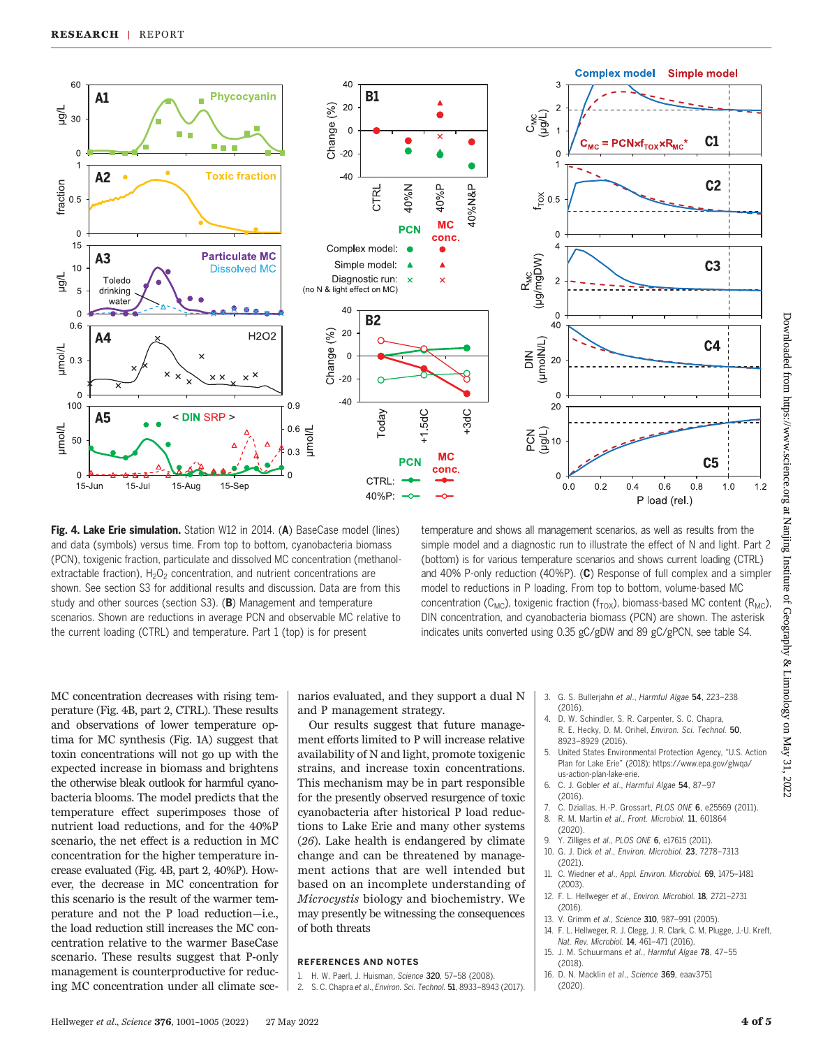**Fig. 4. Lake Erie simulation.** Station W12 in 2014. (**A**) BaseCase model (lines) and data (symbols) versus time. From top to bottom, cyanobacteria biomass (PCN), toxigenic fraction, particulate and dissolved MC concentration (methanol-extractable fraction), $H_2O_2$ concentration, and nutrient concentrations are shown. See section S3 for additional results and discussion. Data are from this study and other sources (section S3). (**B**) Management and temperature scenarios. Shown are reductions in average PCN and observable MC relative to the current loading (CTRL) and temperature. Part 1 (top) is for present temperature and shows all management scenarios, as well as results from the simple model and a diagnostic run to illustrate the effect of N and light. Part 2 (bottom) is for various temperature scenarios and shows current loading (CTRL) and 40% P-only reduction (40%P). (**C**) Response of full complex and a simpler model to reductions in P loading. From top to bottom, volume-based MC concentration ($C_{MC}$), toxigenic fraction ($f_{TOX}$), biomass-based MC content ($R_{MC}$), DIN concentration, and cyanobacteria biomass (PCN) are shown. The asterisk indicates units converted using 0.35 gC/gDW and 89 gC/gPCN, see table S4.

MC concentration decreases with rising temperature (Fig. 4B, part 2, CTRL). These results and observations of lower temperature optima for MC synthesis (Fig. 1A) suggest that toxin concentrations will not go up with the expected increase in biomass and brightens the otherwise bleak outlook for harmful cyanobacteria blooms. The model predicts that the temperature effect superimposes those of nutrient load reductions, and for the 40%P scenario, the net effect is a reduction in MC concentration for the higher temperature increase evaluated (Fig. 4B, part 2, 40%P). However, the decrease in MC concentration for this scenario is the result of the warmer temperature and not the P load reduction—i.e., the load reduction still increases the MC concentration relative to the warmer BaseCase scenario. These results suggest that P-only management is counterproductive for reducing MC concentration under all climate scenarios evaluated, and they support a dual N and P management strategy.

Our results suggest that future management efforts limited to P will increase relative availability of N and light, promote toxigenic strains, and increase toxin concentrations. This mechanism may be in part responsible for the presently observed resurgence of toxic cyanobacteria after historical P load reductions to Lake Erie and many other systems (26). Lake health is endangered by climate change and can be threatened by management actions that are well intended but based on an incomplete understanding of *Microcystis* biology and biochemistry. We may presently be witnessing the consequences of both threats

## REFERENCES AND NOTES

1. H. W. Paerl, J. Huisman, *Science* **320**, 57–58 (2008).
2. S. C. Chapra *et al.*, *Environ. Sci. Technol.* **51**, 8933–8943 (2017).
3. G. S. Bullerjahn *et al.*, *Harmful Algae* **54**, 223–238 (2016).
4. D. W. Schindler, S. R. Carpenter, S. C. Chapra, R. E. Hecky, D. M. Orihel, *Environ. Sci. Technol.* **50**, 8923–8929 (2016).
5. United States Environmental Protection Agency, "U.S. Action Plan for Lake Erie" (2018); https://www.epa.gov/glwqa/us-action-plan-lake-erie.
6. C. J. Gobler *et al.*, *Harmful Algae* **54**, 87–97 (2016).
7. C. Dziallas, H.-P. Grossart, *PLOS ONE* **6**, e25569 (2011).
8. R. M. Martin *et al.*, *Front. Microbiol.* **11**, 601864 (2020).
9. Y. Zilliges *et al.*, *PLOS ONE* **6**, e17615 (2011).
10. G. J. Dick *et al.*, *Environ. Microbiol.* **23**, 7278–7313 (2021).
11. C. Wiedner *et al.*, *Appl. Environ. Microbiol.* **69**, 1475–1481 (2003).
12. F. L. Hellweger *et al.*, *Environ. Microbiol.* **18**, 2721–2731 (2016).
13. V. Grimm *et al.*, *Science* **310**, 987–991 (2005).
14. F. L. Hellweger, R. J. Clegg, J. R. Clark, C. M. Plugge, J.-U. Kreft, *Nat. Rev. Microbiol.* **14**, 461–471 (2016).
15. J. M. Schuurmans *et al.*, *Harmful Algae* **78**, 47–55 (2018).
16. D. N. Macklin *et al.*, *Science* **369**, eaav3751 (2020).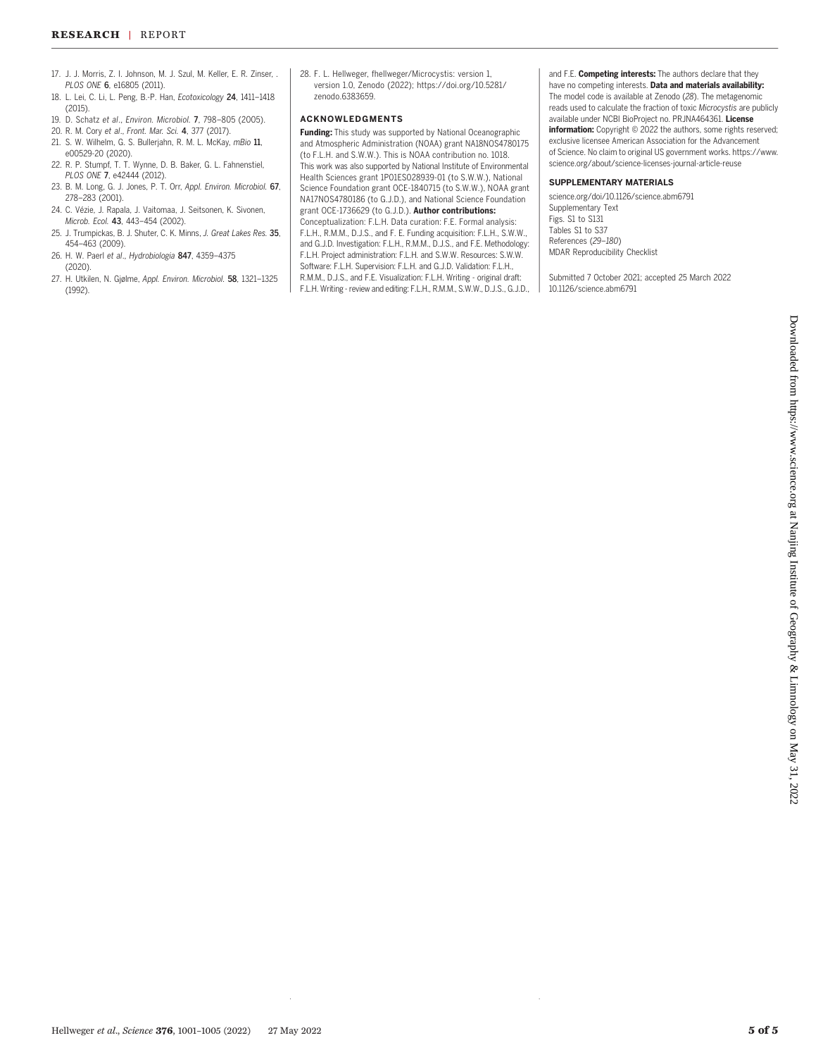17. J. J. Morris, Z. I. Johnson, M. J. Szul, M. Keller, E. R. Zinser, . *PLOS ONE* **6**, e16805 (2011).
18. L. Lei, C. Li, L. Peng, B.-P. Han, *Ecotoxicology* **24**, 1411–1418 (2015).
19. D. Schatz *et al*., *Environ. Microbiol.* **7**, 798–805 (2005).
20. R. M. Cory *et al*., *Front. Mar. Sci.* **4**, 377 (2017).
21. S. W. Wilhelm, G. S. Bullerjahn, R. M. L. McKay, *mBio* **11**, e00529-20 (2020).
22. R. P. Stumpf, T. T. Wynne, D. B. Baker, G. L. Fahnenstiel, *PLOS ONE* **7**, e42444 (2012).
23. B. M. Long, G. J. Jones, P. T. Orr, *Appl. Environ. Microbiol.* **67**, 278–283 (2001).
24. C. Vézie, J. Rapala, J. Vaitomaa, J. Seitsonen, K. Sivonen, *Microb. Ecol.* **43**, 443–454 (2002).
25. J. Trumpickas, B. J. Shuter, C. K. Minns, *J. Great Lakes Res.* **35**, 454–463 (2009).
26. H. W. Paerl *et al*., *Hydrobiologia* **847**, 4359–4375 (2020).
27. H. Utkilen, N. Gjølme, *Appl. Environ. Microbiol.* **58**, 1321–1325 (1992).
28. F. L. Hellweger, fhellweger/Microcystis: version 1, version 1.0, Zenodo (2022); https://doi.org/10.5281/zenodo.6383659.

## ACKNOWLEDGMENTS

**Funding:** This study was supported by National Oceanographic and Atmospheric Administration (NOAA) grant NA18NOS4780175 (to F.L.H. and S.W.W.). This is NOAA contribution no. 1018. This work was also supported by National Institute of Environmental Health Sciences grant 1P01ES028939-01 (to S.W.W.), National Science Foundation grant OCE-1840715 (to S.W.W.), NOAA grant NA17NOS4780186 (to G.J.D.), and National Science Foundation grant OCE-1736629 (to G.J.D.). **Author contributions:** Conceptualization: F.L.H. Data curation: F.E. Formal analysis: F.L.H., R.M.M., D.J.S., and F. E. Funding acquisition: F.L.H., S.W.W., and G.J.D. Investigation: F.L.H., R.M.M., D.J.S., and F.E. Methodology: F.L.H. Project administration: F.L.H. and S.W.W. Resources: S.W.W. Software: F.L.H. Supervision: F.L.H. and G.J.D. Validation: F.L.H., R.M.M., D.J.S., and F.E. Visualization: F.L.H. Writing - original draft: F.L.H. Writing - review and editing: F.L.H., R.M.M., S.W.W., D.J.S., G.J.D., and F.E. **Competing interests:** The authors declare that they have no competing interests. **Data and materials availability:** The model code is available at Zenodo (*28*). The metagenomic reads used to calculate the fraction of toxic *Microcystis* are publicly available under NCBI BioProject no. PRJNA464361. **License information:** Copyright © 2022 the authors, some rights reserved; exclusive licensee American Association for the Advancement of Science. No claim to original US government works. https://www.science.org/about/science-licenses-journal-article-reuse

## SUPPLEMENTARY MATERIALS

science.org/doi/10.1126/science.abm6791
Supplementary Text
Figs. S1 to S131
Tables S1 to S37
References (*29–180*)
MDAR Reproducibility Checklist

Submitted 7 October 2021; accepted 25 March 2022
10.1126/science.abm6791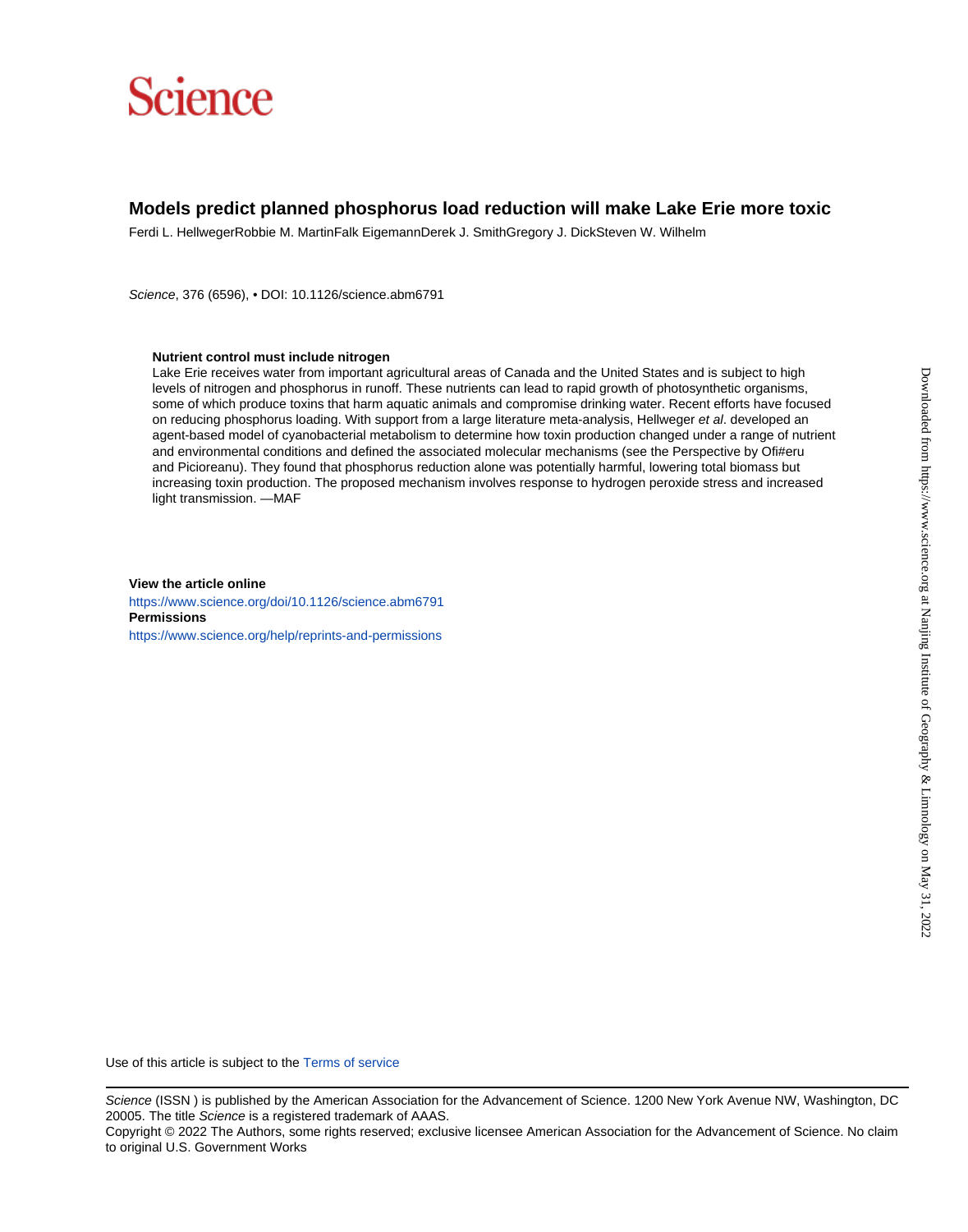# Science

## Models predict planned phosphorus load reduction will make Lake Erie more toxic

Ferdi L. HellwegerRobbie M. MartinFalk EigemannDerek J. SmithGregory J. DickSteven W. Wilhelm

*Science*, 376 (6596), • DOI: 10.1126/science.abm6791

**Nutrient control must include nitrogen**

Lake Erie receives water from important agricultural areas of Canada and the United States and is subject to high levels of nitrogen and phosphorus in runoff. These nutrients can lead to rapid growth of photosynthetic organisms, some of which produce toxins that harm aquatic animals and compromise drinking water. Recent efforts have focused on reducing phosphorus loading. With support from a large literature meta-analysis, Hellweger *et al*. developed an agent-based model of cyanobacterial metabolism to determine how toxin production changed under a range of nutrient and environmental conditions and defined the associated molecular mechanisms (see the Perspective by Ofi#eru and Picioreanu). They found that phosphorus reduction alone was potentially harmful, lowering total biomass but increasing toxin production. The proposed mechanism involves response to hydrogen peroxide stress and increased light transmission. —MAF

**View the article online**

https://www.science.org/doi/10.1126/science.abm6791

**Permissions**

https://www.science.org/help/reprints-and-permissions

Use of this article is subject to the Terms of service

*Science* (ISSN ) is published by the American Association for the Advancement of Science. 1200 New York Avenue NW, Washington, DC 20005. The title *Science* is a registered trademark of AAAS.

Copyright © 2022 The Authors, some rights reserved; exclusive licensee American Association for the Advancement of Science. No claim to original U.S. Government Works